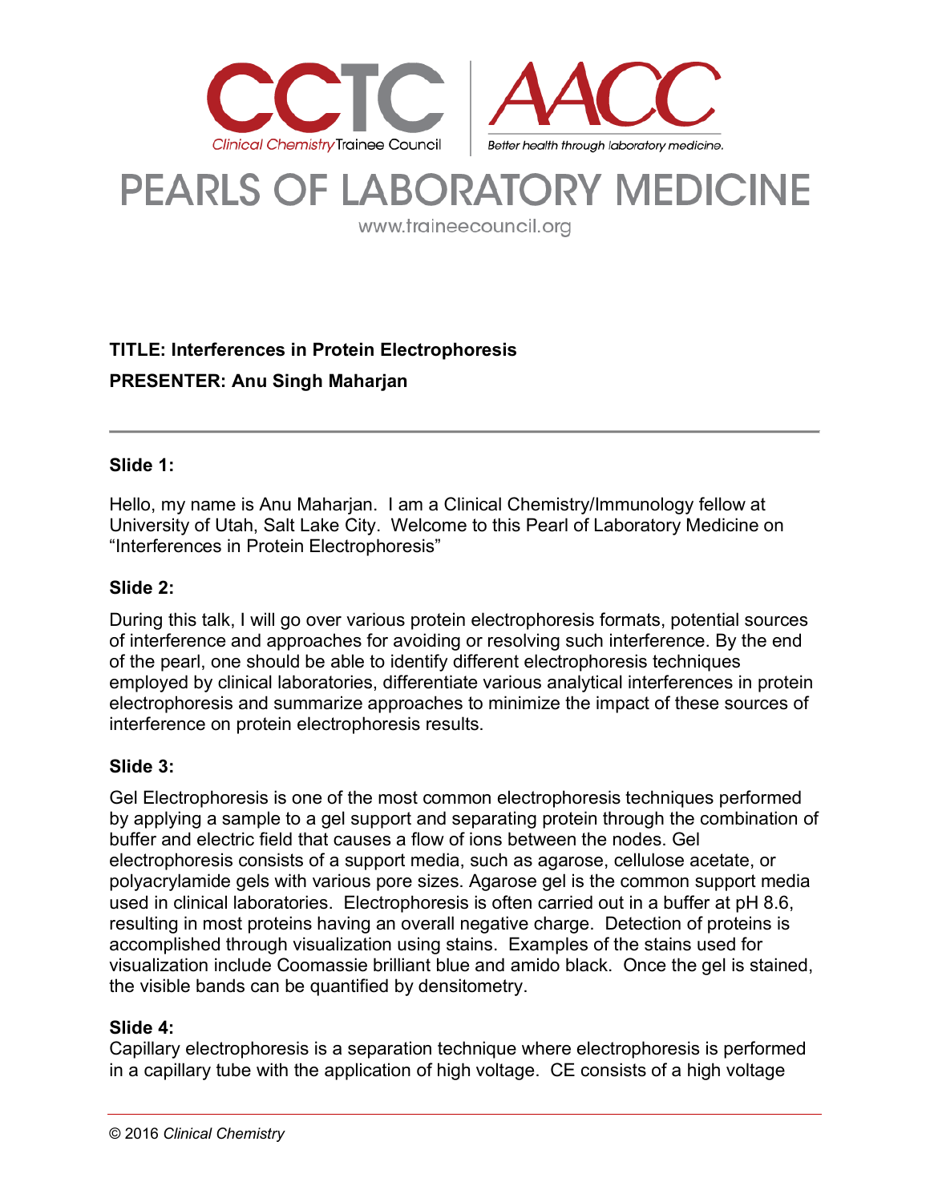# PEARLS OF LABORATORY MEDICINE

www.traineecouncil.org

**TITLE: Interferences in Protein Electrophoresis**

**PRESENTER: Anu Singh Maharjan**

---

**Slide 1:**

Hello, my name is Anu Maharjan. I am a Clinical Chemistry/Immunology fellow at University of Utah, Salt Lake City. Welcome to this Pearl of Laboratory Medicine on "Interferences in Protein Electrophoresis"

**Slide 2:**

During this talk, I will go over various protein electrophoresis formats, potential sources of interference and approaches for avoiding or resolving such interference. By the end of the pearl, one should be able to identify different electrophoresis techniques employed by clinical laboratories, differentiate various analytical interferences in protein electrophoresis and summarize approaches to minimize the impact of these sources of interference on protein electrophoresis results.

**Slide 3:**

Gel Electrophoresis is one of the most common electrophoresis techniques performed by applying a sample to a gel support and separating protein through the combination of buffer and electric field that causes a flow of ions between the nodes. Gel electrophoresis consists of a support media, such as agarose, cellulose acetate, or polyacrylamide gels with various pore sizes. Agarose gel is the common support media used in clinical laboratories. Electrophoresis is often carried out in a buffer at pH 8.6, resulting in most proteins having an overall negative charge. Detection of proteins is accomplished through visualization using stains. Examples of the stains used for visualization include Coomassie brilliant blue and amido black. Once the gel is stained, the visible bands can be quantified by densitometry.

**Slide 4:**

Capillary electrophoresis is a separation technique where electrophoresis is performed in a capillary tube with the application of high voltage. CE consists of a high voltage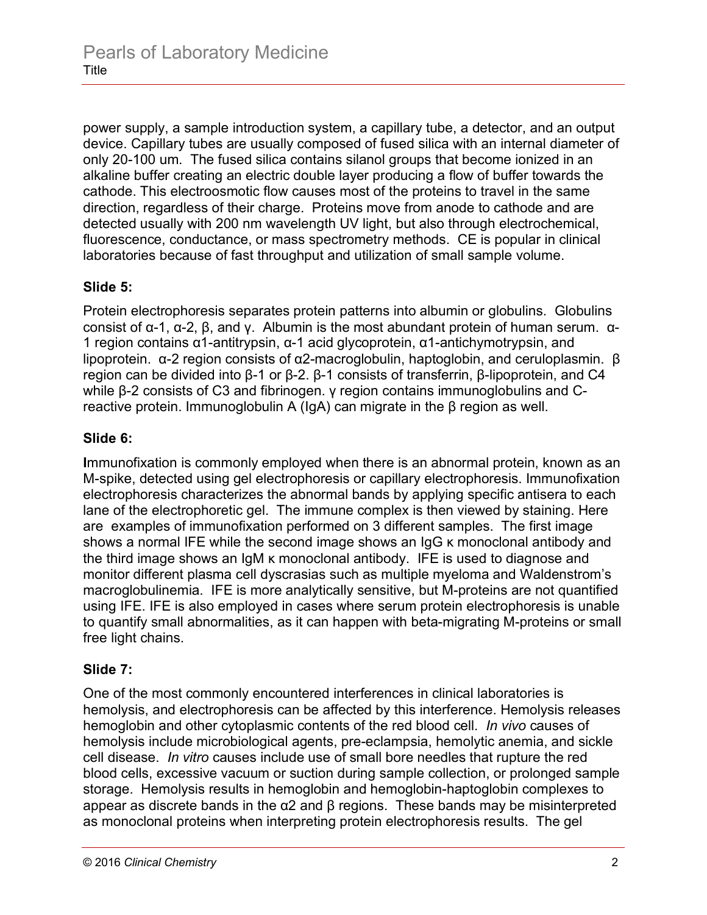power supply, a sample introduction system, a capillary tube, a detector, and an output device. Capillary tubes are usually composed of fused silica with an internal diameter of only 20-100 um. The fused silica contains silanol groups that become ionized in an alkaline buffer creating an electric double layer producing a flow of buffer towards the cathode. This electroosmotic flow causes most of the proteins to travel in the same direction, regardless of their charge. Proteins move from anode to cathode and are detected usually with 200 nm wavelength UV light, but also through electrochemical, fluorescence, conductance, or mass spectrometry methods. CE is popular in clinical laboratories because of fast throughput and utilization of small sample volume.

**Slide 5:**

Protein electrophoresis separates protein patterns into albumin or globulins. Globulins consist of α-1, α-2, β, and γ. Albumin is the most abundant protein of human serum. α-1 region contains α1-antitrypsin, α-1 acid glycoprotein, α1-antichymotrypsin, and lipoprotein. α-2 region consists of α2-macroglobulin, haptoglobin, and ceruloplasmin. β region can be divided into β-1 or β-2. β-1 consists of transferrin, β-lipoprotein, and C4 while β-2 consists of C3 and fibrinogen. γ region contains immunoglobulins and C-reactive protein. Immunoglobulin A (IgA) can migrate in the β region as well.

**Slide 6:**

**I**mmunofixation is commonly employed when there is an abnormal protein, known as an M-spike, detected using gel electrophoresis or capillary electrophoresis. Immunofixation electrophoresis characterizes the abnormal bands by applying specific antisera to each lane of the electrophoretic gel. The immune complex is then viewed by staining. Here are examples of immunofixation performed on 3 different samples. The first image shows a normal IFE while the second image shows an IgG κ monoclonal antibody and the third image shows an IgM κ monoclonal antibody. IFE is used to diagnose and monitor different plasma cell dyscrasias such as multiple myeloma and Waldenstrom's macroglobulinemia. IFE is more analytically sensitive, but M-proteins are not quantified using IFE. IFE is also employed in cases where serum protein electrophoresis is unable to quantify small abnormalities, as it can happen with beta-migrating M-proteins or small free light chains.

**Slide 7:**

One of the most commonly encountered interferences in clinical laboratories is hemolysis, and electrophoresis can be affected by this interference. Hemolysis releases hemoglobin and other cytoplasmic contents of the red blood cell. *In vivo* causes of hemolysis include microbiological agents, pre-eclampsia, hemolytic anemia, and sickle cell disease. *In vitro* causes include use of small bore needles that rupture the red blood cells, excessive vacuum or suction during sample collection, or prolonged sample storage. Hemolysis results in hemoglobin and hemoglobin-haptoglobin complexes to appear as discrete bands in the α2 and β regions. These bands may be misinterpreted as monoclonal proteins when interpreting protein electrophoresis results. The gel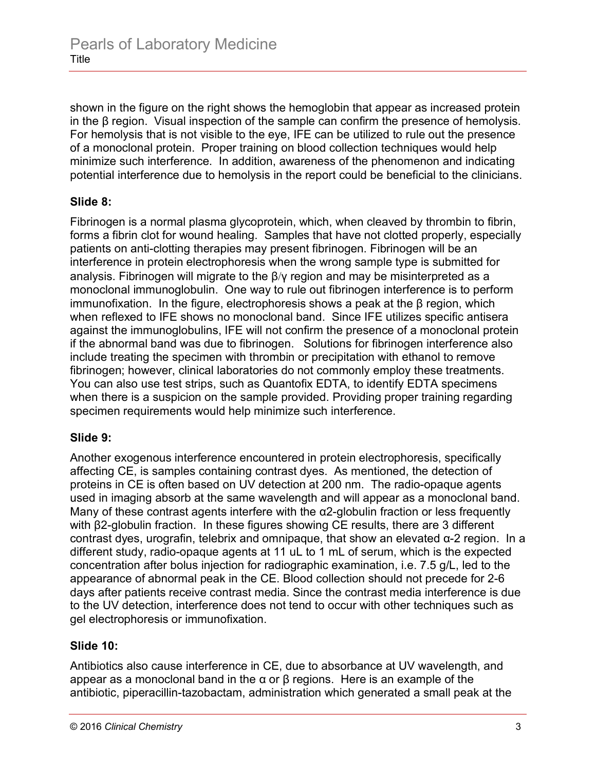shown in the figure on the right shows the hemoglobin that appear as increased protein in the β region. Visual inspection of the sample can confirm the presence of hemolysis. For hemolysis that is not visible to the eye, IFE can be utilized to rule out the presence of a monoclonal protein. Proper training on blood collection techniques would help minimize such interference. In addition, awareness of the phenomenon and indicating potential interference due to hemolysis in the report could be beneficial to the clinicians.

**Slide 8:**

Fibrinogen is a normal plasma glycoprotein, which, when cleaved by thrombin to fibrin, forms a fibrin clot for wound healing. Samples that have not clotted properly, especially patients on anti-clotting therapies may present fibrinogen. Fibrinogen will be an interference in protein electrophoresis when the wrong sample type is submitted for analysis. Fibrinogen will migrate to the β/γ region and may be misinterpreted as a monoclonal immunoglobulin. One way to rule out fibrinogen interference is to perform immunofixation. In the figure, electrophoresis shows a peak at the β region, which when reflexed to IFE shows no monoclonal band. Since IFE utilizes specific antisera against the immunoglobulins, IFE will not confirm the presence of a monoclonal protein if the abnormal band was due to fibrinogen. Solutions for fibrinogen interference also include treating the specimen with thrombin or precipitation with ethanol to remove fibrinogen; however, clinical laboratories do not commonly employ these treatments. You can also use test strips, such as Quantofix EDTA, to identify EDTA specimens when there is a suspicion on the sample provided. Providing proper training regarding specimen requirements would help minimize such interference.

**Slide 9:**

Another exogenous interference encountered in protein electrophoresis, specifically affecting CE, is samples containing contrast dyes. As mentioned, the detection of proteins in CE is often based on UV detection at 200 nm. The radio-opaque agents used in imaging absorb at the same wavelength and will appear as a monoclonal band. Many of these contrast agents interfere with the α2-globulin fraction or less frequently with β2-globulin fraction. In these figures showing CE results, there are 3 different contrast dyes, urografin, telebrix and omnipaque, that show an elevated α-2 region. In a different study, radio-opaque agents at 11 uL to 1 mL of serum, which is the expected concentration after bolus injection for radiographic examination, i.e. 7.5 g/L, led to the appearance of abnormal peak in the CE. Blood collection should not precede for 2-6 days after patients receive contrast media. Since the contrast media interference is due to the UV detection, interference does not tend to occur with other techniques such as gel electrophoresis or immunofixation.

**Slide 10:**

Antibiotics also cause interference in CE, due to absorbance at UV wavelength, and appear as a monoclonal band in the α or β regions. Here is an example of the antibiotic, piperacillin-tazobactam, administration which generated a small peak at the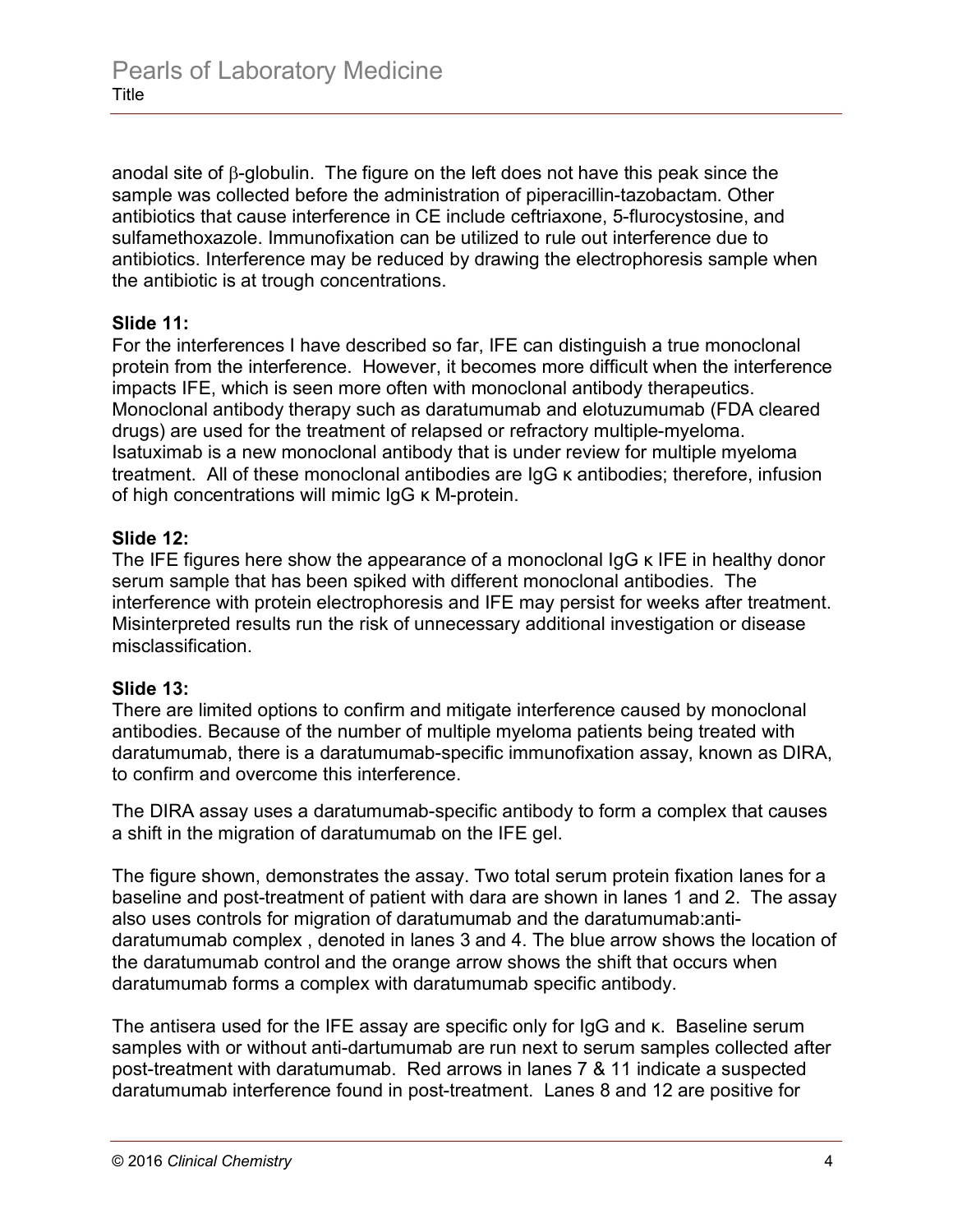anodal site of β-globulin. The figure on the left does not have this peak since the sample was collected before the administration of piperacillin-tazobactam. Other antibiotics that cause interference in CE include ceftriaxone, 5-flurocystosine, and sulfamethoxazole. Immunofixation can be utilized to rule out interference due to antibiotics. Interference may be reduced by drawing the electrophoresis sample when the antibiotic is at trough concentrations.

**Slide 11:**
For the interferences I have described so far, IFE can distinguish a true monoclonal protein from the interference. However, it becomes more difficult when the interference impacts IFE, which is seen more often with monoclonal antibody therapeutics. Monoclonal antibody therapy such as daratumumab and elotuzumumab (FDA cleared drugs) are used for the treatment of relapsed or refractory multiple-myeloma. Isatuximab is a new monoclonal antibody that is under review for multiple myeloma treatment. All of these monoclonal antibodies are IgG κ antibodies; therefore, infusion of high concentrations will mimic IgG κ M-protein.

**Slide 12:**
The IFE figures here show the appearance of a monoclonal IgG κ IFE in healthy donor serum sample that has been spiked with different monoclonal antibodies. The interference with protein electrophoresis and IFE may persist for weeks after treatment. Misinterpreted results run the risk of unnecessary additional investigation or disease misclassification.

**Slide 13:**
There are limited options to confirm and mitigate interference caused by monoclonal antibodies. Because of the number of multiple myeloma patients being treated with daratumumab, there is a daratumumab-specific immunofixation assay, known as DIRA, to confirm and overcome this interference.

The DIRA assay uses a daratumumab-specific antibody to form a complex that causes a shift in the migration of daratumumab on the IFE gel.

The figure shown, demonstrates the assay. Two total serum protein fixation lanes for a baseline and post-treatment of patient with dara are shown in lanes 1 and 2. The assay also uses controls for migration of daratumumab and the daratumumab:anti-daratumumab complex , denoted in lanes 3 and 4. The blue arrow shows the location of the daratumumab control and the orange arrow shows the shift that occurs when daratumumab forms a complex with daratumumab specific antibody.

The antisera used for the IFE assay are specific only for IgG and κ. Baseline serum samples with or without anti-dartumumab are run next to serum samples collected after post-treatment with daratumumab. Red arrows in lanes 7 & 11 indicate a suspected daratumumab interference found in post-treatment. Lanes 8 and 12 are positive for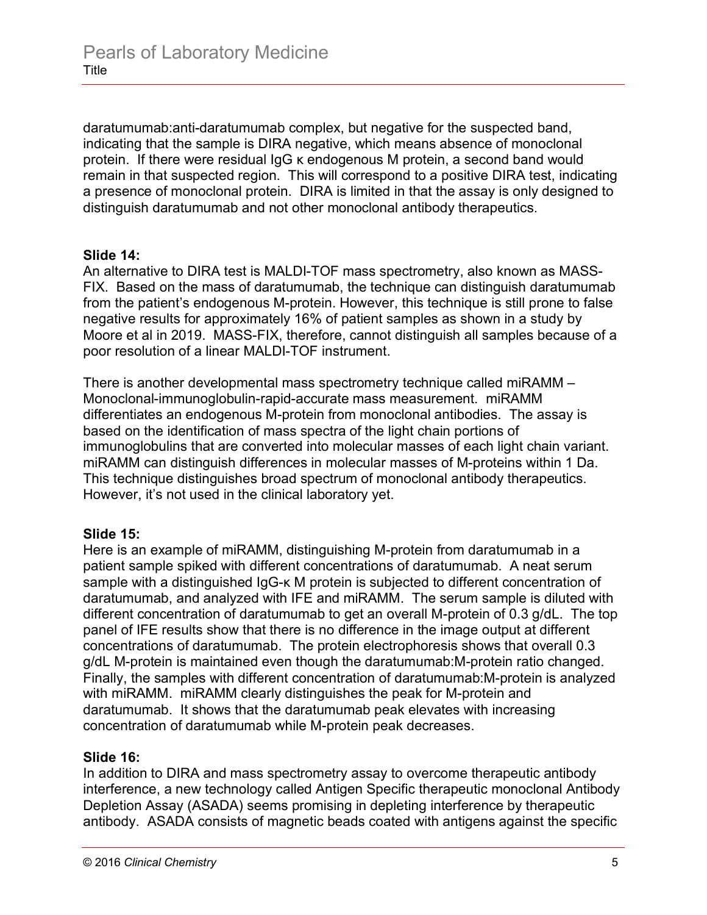daratumumab:anti-daratumumab complex, but negative for the suspected band, indicating that the sample is DIRA negative, which means absence of monoclonal protein. If there were residual IgG κ endogenous M protein, a second band would remain in that suspected region. This will correspond to a positive DIRA test, indicating a presence of monoclonal protein. DIRA is limited in that the assay is only designed to distinguish daratumumab and not other monoclonal antibody therapeutics.

**Slide 14:**
An alternative to DIRA test is MALDI-TOF mass spectrometry, also known as MASS-FIX. Based on the mass of daratumumab, the technique can distinguish daratumumab from the patient's endogenous M-protein. However, this technique is still prone to false negative results for approximately 16% of patient samples as shown in a study by Moore et al in 2019. MASS-FIX, therefore, cannot distinguish all samples because of a poor resolution of a linear MALDI-TOF instrument.

There is another developmental mass spectrometry technique called miRAMM – Monoclonal-immunoglobulin-rapid-accurate mass measurement. miRAMM differentiates an endogenous M-protein from monoclonal antibodies. The assay is based on the identification of mass spectra of the light chain portions of immunoglobulins that are converted into molecular masses of each light chain variant. miRAMM can distinguish differences in molecular masses of M-proteins within 1 Da. This technique distinguishes broad spectrum of monoclonal antibody therapeutics. However, it's not used in the clinical laboratory yet.

**Slide 15:**
Here is an example of miRAMM, distinguishing M-protein from daratumumab in a patient sample spiked with different concentrations of daratumumab. A neat serum sample with a distinguished IgG-κ M protein is subjected to different concentration of daratumumab, and analyzed with IFE and miRAMM. The serum sample is diluted with different concentration of daratumumab to get an overall M-protein of 0.3 g/dL. The top panel of IFE results show that there is no difference in the image output at different concentrations of daratumumab. The protein electrophoresis shows that overall 0.3 g/dL M-protein is maintained even though the daratumumab:M-protein ratio changed. Finally, the samples with different concentration of daratumumab:M-protein is analyzed with miRAMM. miRAMM clearly distinguishes the peak for M-protein and daratumumab. It shows that the daratumumab peak elevates with increasing concentration of daratumumab while M-protein peak decreases.

**Slide 16:**
In addition to DIRA and mass spectrometry assay to overcome therapeutic antibody interference, a new technology called Antigen Specific therapeutic monoclonal Antibody Depletion Assay (ASADA) seems promising in depleting interference by therapeutic antibody. ASADA consists of magnetic beads coated with antigens against the specific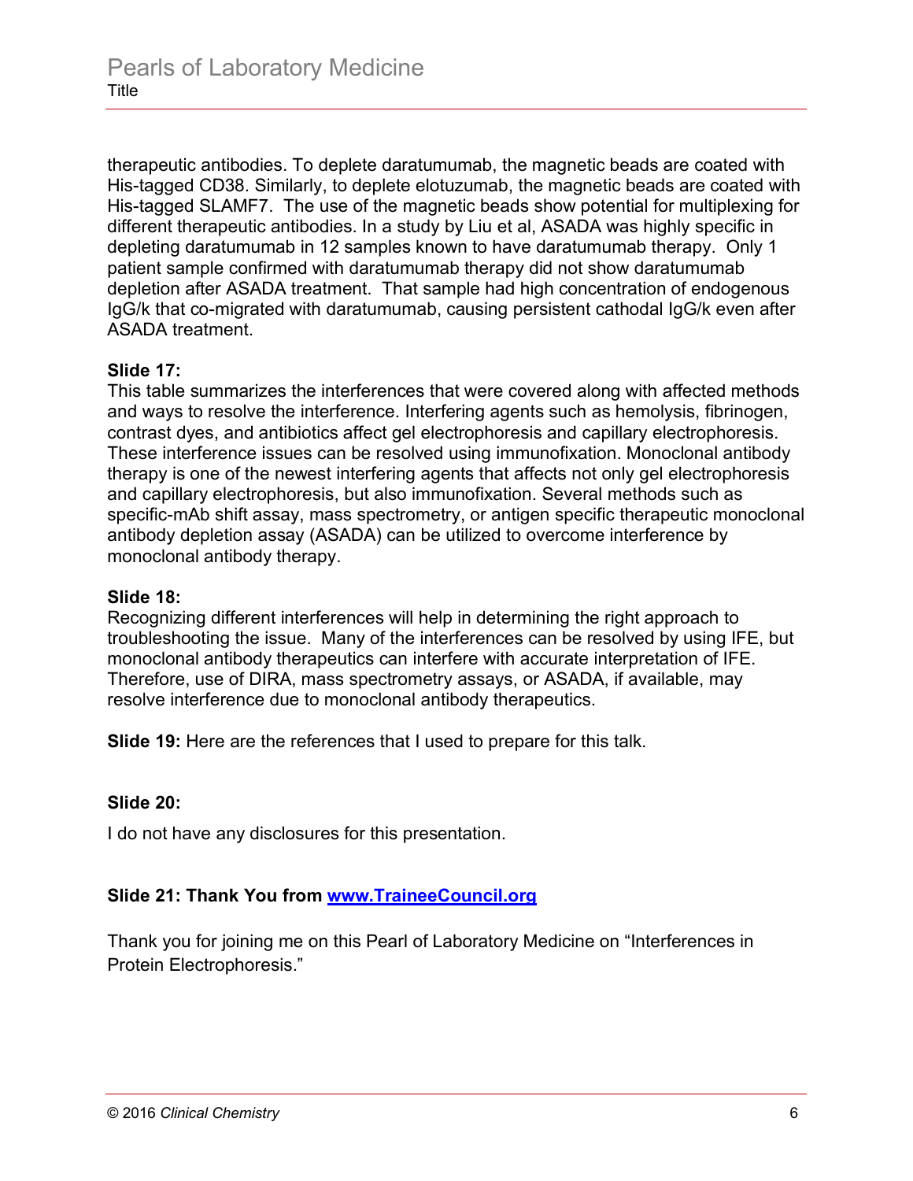therapeutic antibodies. To deplete daratumumab, the magnetic beads are coated with His-tagged CD38. Similarly, to deplete elotuzumab, the magnetic beads are coated with His-tagged SLAMF7. The use of the magnetic beads show potential for multiplexing for different therapeutic antibodies. In a study by Liu et al, ASADA was highly specific in depleting daratumumab in 12 samples known to have daratumumab therapy. Only 1 patient sample confirmed with daratumumab therapy did not show daratumumab depletion after ASADA treatment. That sample had high concentration of endogenous IgG/k that co-migrated with daratumumab, causing persistent cathodal IgG/k even after ASADA treatment.

**Slide 17:**
This table summarizes the interferences that were covered along with affected methods and ways to resolve the interference. Interfering agents such as hemolysis, fibrinogen, contrast dyes, and antibiotics affect gel electrophoresis and capillary electrophoresis. These interference issues can be resolved using immunofixation. Monoclonal antibody therapy is one of the newest interfering agents that affects not only gel electrophoresis and capillary electrophoresis, but also immunofixation. Several methods such as specific-mAb shift assay, mass spectrometry, or antigen specific therapeutic monoclonal antibody depletion assay (ASADA) can be utilized to overcome interference by monoclonal antibody therapy.

**Slide 18:**
Recognizing different interferences will help in determining the right approach to troubleshooting the issue. Many of the interferences can be resolved by using IFE, but monoclonal antibody therapeutics can interfere with accurate interpretation of IFE. Therefore, use of DIRA, mass spectrometry assays, or ASADA, if available, may resolve interference due to monoclonal antibody therapeutics.

**Slide 19:** Here are the references that I used to prepare for this talk.

**Slide 20:**

I do not have any disclosures for this presentation.

**Slide 21: Thank You from [www.TraineeCouncil.org](http://www.TraineeCouncil.org)**

Thank you for joining me on this Pearl of Laboratory Medicine on "Interferences in Protein Electrophoresis."